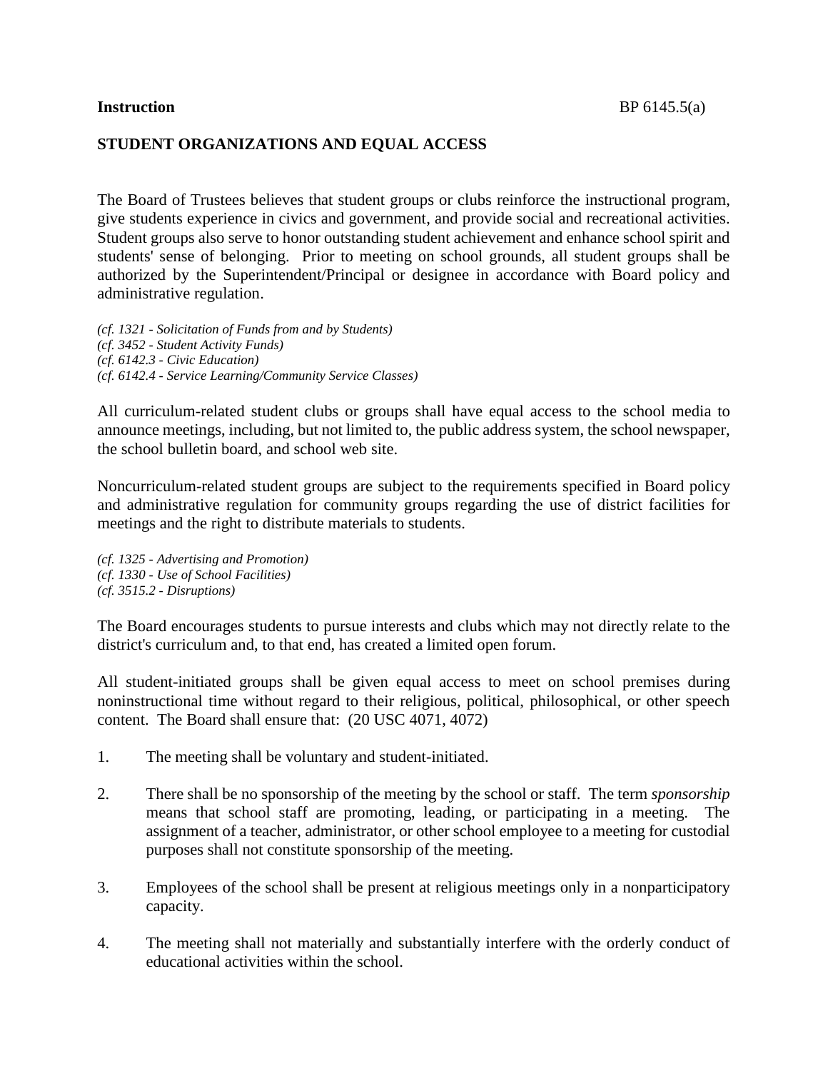**Instruction** BP 6145.5(a)

## STUDENT ORGANIZATIONS AND EQUAL ACCESS

The Board of Trustees believes that student groups or clubs reinforce the instructional program, give students experience in civics and government, and provide social and recreational activities. Student groups also serve to honor outstanding student achievement and enhance school spirit and students' sense of belonging. Prior to meeting on school grounds, all student groups shall be authorized by the Superintendent/Principal or designee in accordance with Board policy and administrative regulation.

*(cf. 1321 - Solicitation of Funds from and by Students)*
*(cf. 3452 - Student Activity Funds)*
*(cf. 6142.3 - Civic Education)*
*(cf. 6142.4 - Service Learning/Community Service Classes)*

All curriculum-related student clubs or groups shall have equal access to the school media to announce meetings, including, but not limited to, the public address system, the school newspaper, the school bulletin board, and school web site.

Noncurriculum-related student groups are subject to the requirements specified in Board policy and administrative regulation for community groups regarding the use of district facilities for meetings and the right to distribute materials to students.

*(cf. 1325 - Advertising and Promotion)*
*(cf. 1330 - Use of School Facilities)*
*(cf. 3515.2 - Disruptions)*

The Board encourages students to pursue interests and clubs which may not directly relate to the district's curriculum and, to that end, has created a limited open forum.

All student-initiated groups shall be given equal access to meet on school premises during noninstructional time without regard to their religious, political, philosophical, or other speech content. The Board shall ensure that: (20 USC 4071, 4072)

1. The meeting shall be voluntary and student-initiated.

2. There shall be no sponsorship of the meeting by the school or staff. The term *sponsorship* means that school staff are promoting, leading, or participating in a meeting. The assignment of a teacher, administrator, or other school employee to a meeting for custodial purposes shall not constitute sponsorship of the meeting.

3. Employees of the school shall be present at religious meetings only in a nonparticipatory capacity.

4. The meeting shall not materially and substantially interfere with the orderly conduct of educational activities within the school.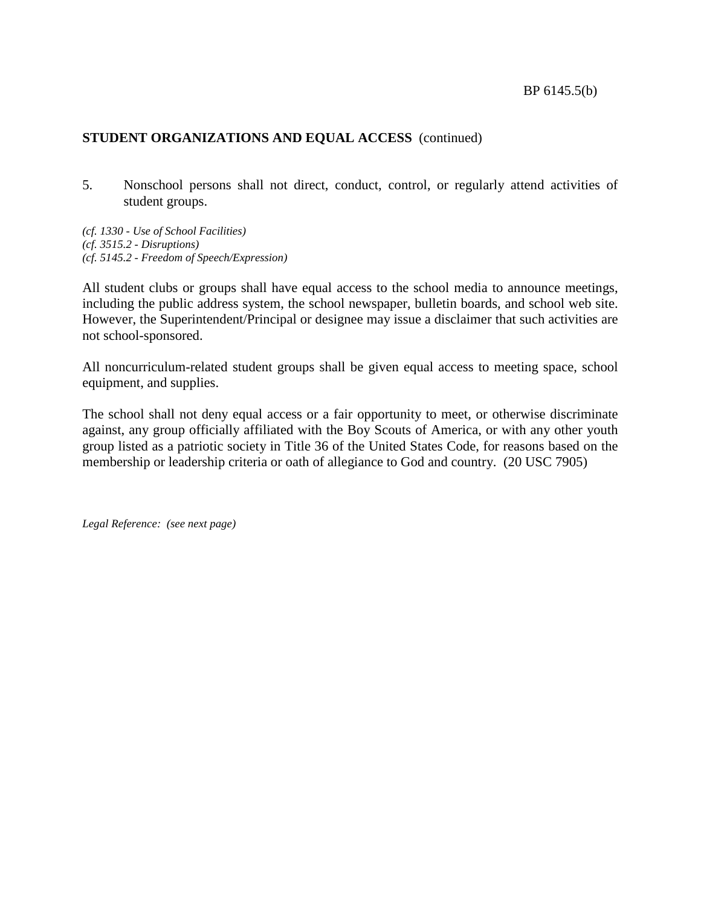**STUDENT ORGANIZATIONS AND EQUAL ACCESS** (continued)

5. Nonschool persons shall not direct, conduct, control, or regularly attend activities of student groups.

*(cf. 1330 - Use of School Facilities)*
*(cf. 3515.2 - Disruptions)*
*(cf. 5145.2 - Freedom of Speech/Expression)*

All student clubs or groups shall have equal access to the school media to announce meetings, including the public address system, the school newspaper, bulletin boards, and school web site. However, the Superintendent/Principal or designee may issue a disclaimer that such activities are not school-sponsored.

All noncurriculum-related student groups shall be given equal access to meeting space, school equipment, and supplies.

The school shall not deny equal access or a fair opportunity to meet, or otherwise discriminate against, any group officially affiliated with the Boy Scouts of America, or with any other youth group listed as a patriotic society in Title 36 of the United States Code, for reasons based on the membership or leadership criteria or oath of allegiance to God and country. (20 USC 7905)

*Legal Reference: (see next page)*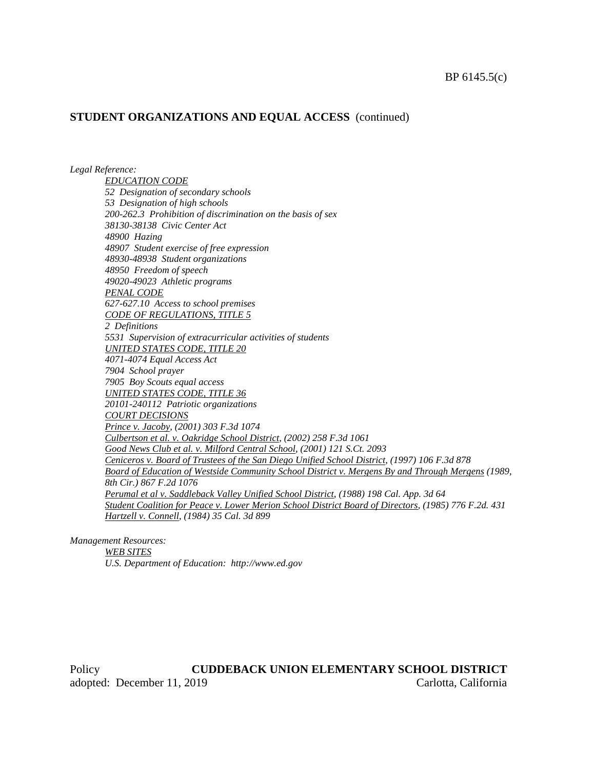## STUDENT ORGANIZATIONS AND EQUAL ACCESS (continued)

*Legal Reference:*

*EDUCATION CODE*
*52 Designation of secondary schools*
*53 Designation of high schools*
*200-262.3 Prohibition of discrimination on the basis of sex*
*38130-38138 Civic Center Act*
*48900 Hazing*
*48907 Student exercise of free expression*
*48930-48938 Student organizations*
*48950 Freedom of speech*
*49020-49023 Athletic programs*
*PENAL CODE*
*627-627.10 Access to school premises*
*CODE OF REGULATIONS, TITLE 5*
*2 Definitions*
*5531 Supervision of extracurricular activities of students*
*UNITED STATES CODE, TITLE 20*
*4071-4074 Equal Access Act*
*7904 School prayer*
*7905 Boy Scouts equal access*
*UNITED STATES CODE, TITLE 36*
*20101-240112 Patriotic organizations*
*COURT DECISIONS*
*Prince v. Jacoby, (2001) 303 F.3d 1074*
*Culbertson et al. v. Oakridge School District, (2002) 258 F.3d 1061*
*Good News Club et al. v. Milford Central School, (2001) 121 S.Ct. 2093*
*Ceniceros v. Board of Trustees of the San Diego Unified School District, (1997) 106 F.3d 878*
*Board of Education of Westside Community School District v. Mergens By and Through Mergens (1989, 8th Cir.) 867 F.2d 1076*
*Perumal et al v. Saddleback Valley Unified School District, (1988) 198 Cal. App. 3d 64*
*Student Coalition for Peace v. Lower Merion School District Board of Directors, (1985) 776 F.2d. 431*
*Hartzell v. Connell, (1984) 35 Cal. 3d 899*

*Management Resources:*

*WEB SITES*
*U.S. Department of Education: http://www.ed.gov*

Policy adopted: December 11, 2019

**CUDDEBACK UNION ELEMENTARY SCHOOL DISTRICT**
Carlotta, California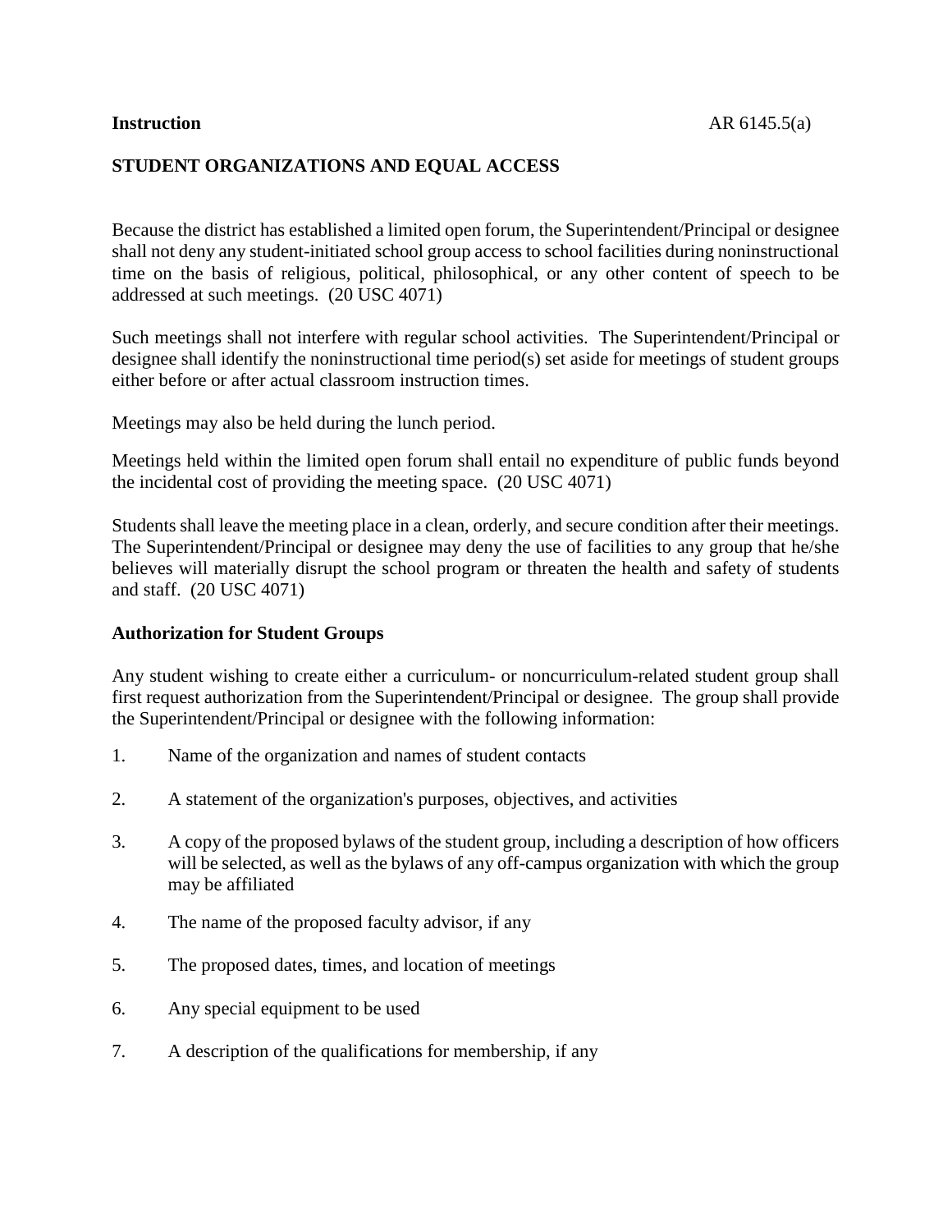**Instruction** AR 6145.5(a)

## STUDENT ORGANIZATIONS AND EQUAL ACCESS

Because the district has established a limited open forum, the Superintendent/Principal or designee shall not deny any student-initiated school group access to school facilities during noninstructional time on the basis of religious, political, philosophical, or any other content of speech to be addressed at such meetings. (20 USC 4071)

Such meetings shall not interfere with regular school activities. The Superintendent/Principal or designee shall identify the noninstructional time period(s) set aside for meetings of student groups either before or after actual classroom instruction times.

Meetings may also be held during the lunch period.

Meetings held within the limited open forum shall entail no expenditure of public funds beyond the incidental cost of providing the meeting space. (20 USC 4071)

Students shall leave the meeting place in a clean, orderly, and secure condition after their meetings. The Superintendent/Principal or designee may deny the use of facilities to any group that he/she believes will materially disrupt the school program or threaten the health and safety of students and staff. (20 USC 4071)

### Authorization for Student Groups

Any student wishing to create either a curriculum- or noncurriculum-related student group shall first request authorization from the Superintendent/Principal or designee. The group shall provide the Superintendent/Principal or designee with the following information:

1. Name of the organization and names of student contacts
2. A statement of the organization's purposes, objectives, and activities
3. A copy of the proposed bylaws of the student group, including a description of how officers will be selected, as well as the bylaws of any off-campus organization with which the group may be affiliated
4. The name of the proposed faculty advisor, if any
5. The proposed dates, times, and location of meetings
6. Any special equipment to be used
7. A description of the qualifications for membership, if any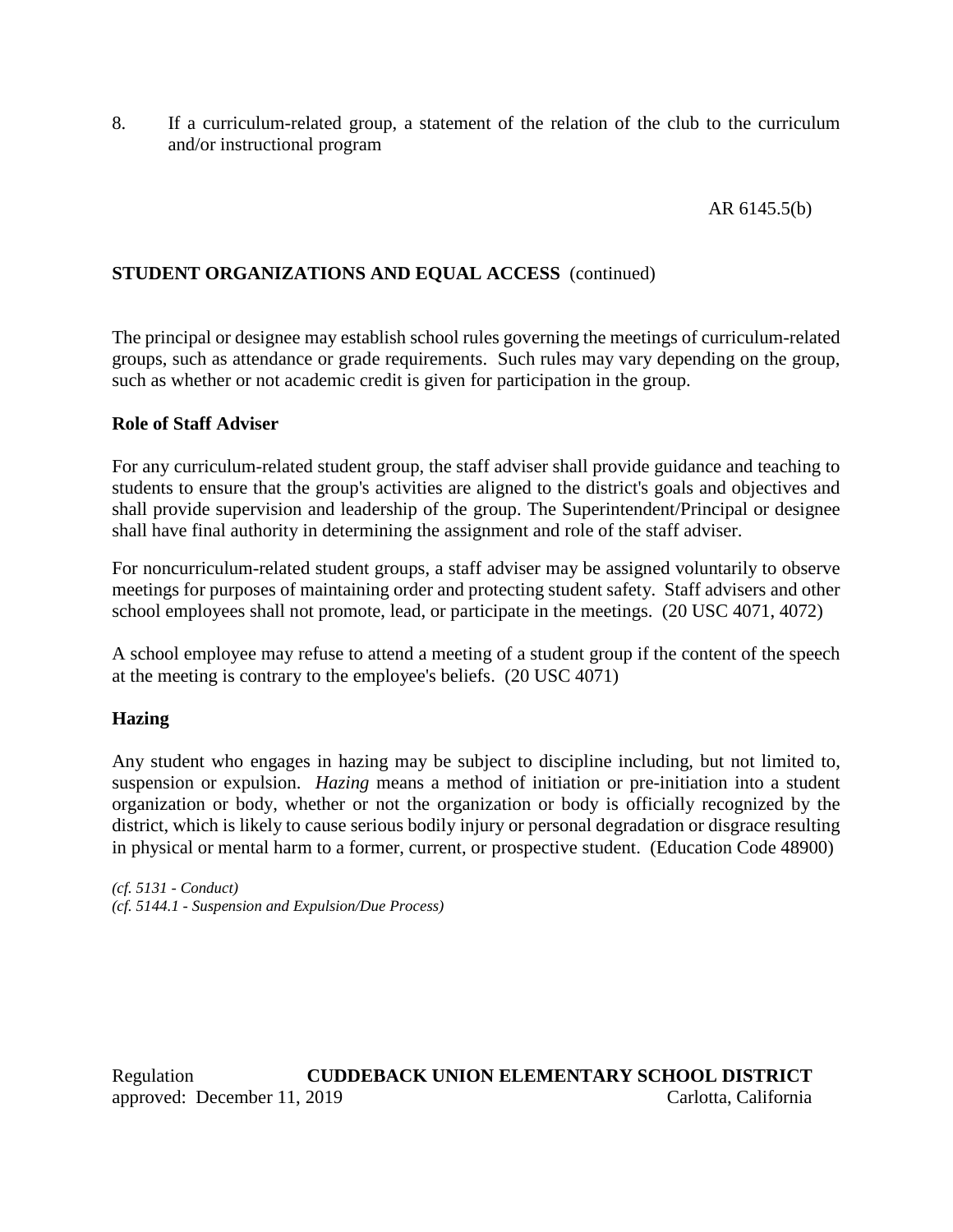8. If a curriculum-related group, a statement of the relation of the club to the curriculum and/or instructional program

**STUDENT ORGANIZATIONS AND EQUAL ACCESS** (continued)

The principal or designee may establish school rules governing the meetings of curriculum-related groups, such as attendance or grade requirements. Such rules may vary depending on the group, such as whether or not academic credit is given for participation in the group.

**Role of Staff Adviser**

For any curriculum-related student group, the staff adviser shall provide guidance and teaching to students to ensure that the group's activities are aligned to the district's goals and objectives and shall provide supervision and leadership of the group. The Superintendent/Principal or designee shall have final authority in determining the assignment and role of the staff adviser.

For noncurriculum-related student groups, a staff adviser may be assigned voluntarily to observe meetings for purposes of maintaining order and protecting student safety. Staff advisers and other school employees shall not promote, lead, or participate in the meetings. (20 USC 4071, 4072)

A school employee may refuse to attend a meeting of a student group if the content of the speech at the meeting is contrary to the employee's beliefs. (20 USC 4071)

**Hazing**

Any student who engages in hazing may be subject to discipline including, but not limited to, suspension or expulsion. *Hazing* means a method of initiation or pre-initiation into a student organization or body, whether or not the organization or body is officially recognized by the district, which is likely to cause serious bodily injury or personal degradation or disgrace resulting in physical or mental harm to a former, current, or prospective student. (Education Code 48900)

*(cf. 5131 - Conduct)*
*(cf. 5144.1 - Suspension and Expulsion/Due Process)*

Regulation **CUDDEBACK UNION ELEMENTARY SCHOOL DISTRICT**
approved: December 11, 2019 Carlotta, California